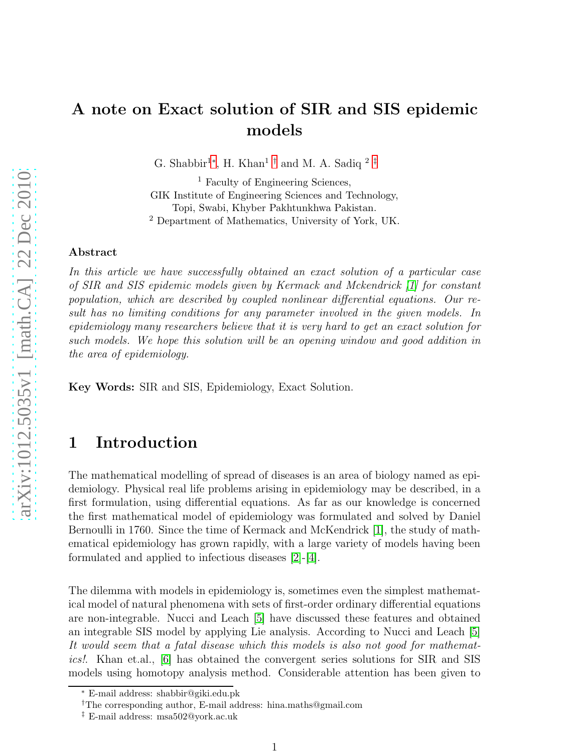# A note on Exact solution of SIR and SIS epidemic models

G. Shabbir[1]*, H. Khan[1]† and M. A. Sadiq[2]‡

[1] Faculty of Engineering Sciences,
GIK Institute of Engineering Sciences and Technology,
Topi, Swabi, Khyber Pakhtunkhwa Pakistan.
[2] Department of Mathematics, University of York, UK.

### Abstract

*In this article we have successfully obtained an exact solution of a particular case of SIR and SIS epidemic models given by Kermack and Mckendrick [1] for constant population, which are described by coupled nonlinear differential equations. Our result has no limiting conditions for any parameter involved in the given models. In epidemiology many researchers believe that it is very hard to get an exact solution for such models. We hope this solution will be an opening window and good addition in the area of epidemiology.*

**Key Words:** SIR and SIS, Epidemiology, Exact Solution.

## 1 Introduction

The mathematical modelling of spread of diseases is an area of biology named as epidemiology. Physical real life problems arising in epidemiology may be described, in a first formulation, using differential equations. As far as our knowledge is concerned the first mathematical model of epidemiology was formulated and solved by Daniel Bernoulli in 1760. Since the time of Kermack and McKendrick [1], the study of mathematical epidemiology has grown rapidly, with a large variety of models having been formulated and applied to infectious diseases [2]-[4].

The dilemma with models in epidemiology is, sometimes even the simplest mathematical model of natural phenomena with sets of first-order ordinary differential equations are non-integrable. Nucci and Leach [5] have discussed these features and obtained an integrable SIS model by applying Lie analysis. According to Nucci and Leach [5] *It would seem that a fatal disease which this models is also not good for mathematics!*. Khan et.al., [6] has obtained the convergent series solutions for SIR and SIS models using homotopy analysis method. Considerable attention has been given to

---

* E-mail address: shabbir@giki.edu.pk

† The corresponding author, E-mail address: hina.maths@gmail.com

‡ E-mail address: msa502@york.ac.uk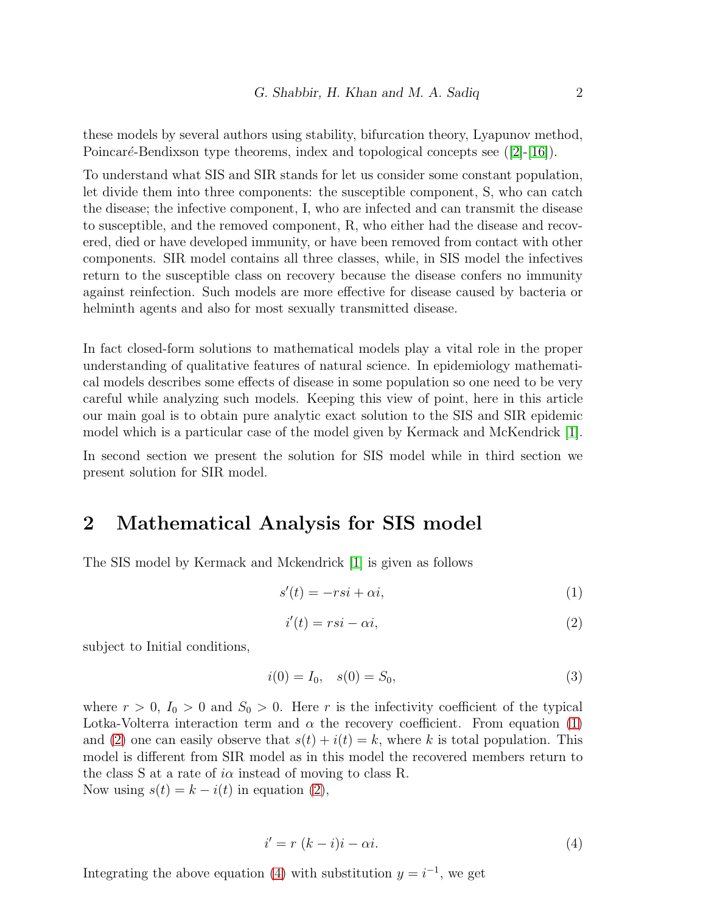these models by several authors using stability, bifurcation theory, Lyapunov method, Poincaré-Bendixson type theorems, index and topological concepts see ([2]-[16]).

To understand what SIS and SIR stands for let us consider some constant population, let divide them into three components: the susceptible component, S, who can catch the disease; the infective component, I, who are infected and can transmit the disease to susceptible, and the removed component, R, who either had the disease and recovered, died or have developed immunity, or have been removed from contact with other components. SIR model contains all three classes, while, in SIS model the infectives return to the susceptible class on recovery because the disease confers no immunity against reinfection. Such models are more effective for disease caused by bacteria or helminth agents and also for most sexually transmitted disease.

In fact closed-form solutions to mathematical models play a vital role in the proper understanding of qualitative features of natural science. In epidemiology mathematical models describes some effects of disease in some population so one need to be very careful while analyzing such models. Keeping this view of point, here in this article our main goal is to obtain pure analytic exact solution to the SIS and SIR epidemic model which is a particular case of the model given by Kermack and McKendrick [1].

In second section we present the solution for SIS model while in third section we present solution for SIR model.

## 2 Mathematical Analysis for SIS model

The SIS model by Kermack and Mckendrick [1] is given as follows

$$s'(t) = -rsi + \alpha i, \tag{1}$$

$$i'(t) = rsi - \alpha i, \tag{2}$$

subject to Initial conditions,

$$i(0) = I_0, \quad s(0) = S_0, \tag{3}$$

where $r > 0$, $I_0 > 0$ and $S_0 > 0$. Here $r$ is the infectivity coefficient of the typical Lotka-Volterra interaction term and $\alpha$ the recovery coefficient. From equation (1) and (2) one can easily observe that $s(t) + i(t) = k$, where $k$ is total population. This model is different from SIR model as in this model the recovered members return to the class S at a rate of $i\alpha$ instead of moving to class R.
Now using $s(t) = k - i(t)$ in equation (2),

$$i' = r\,(k - i)i - \alpha i. \tag{4}$$

Integrating the above equation (4) with substitution $y = i^{-1}$, we get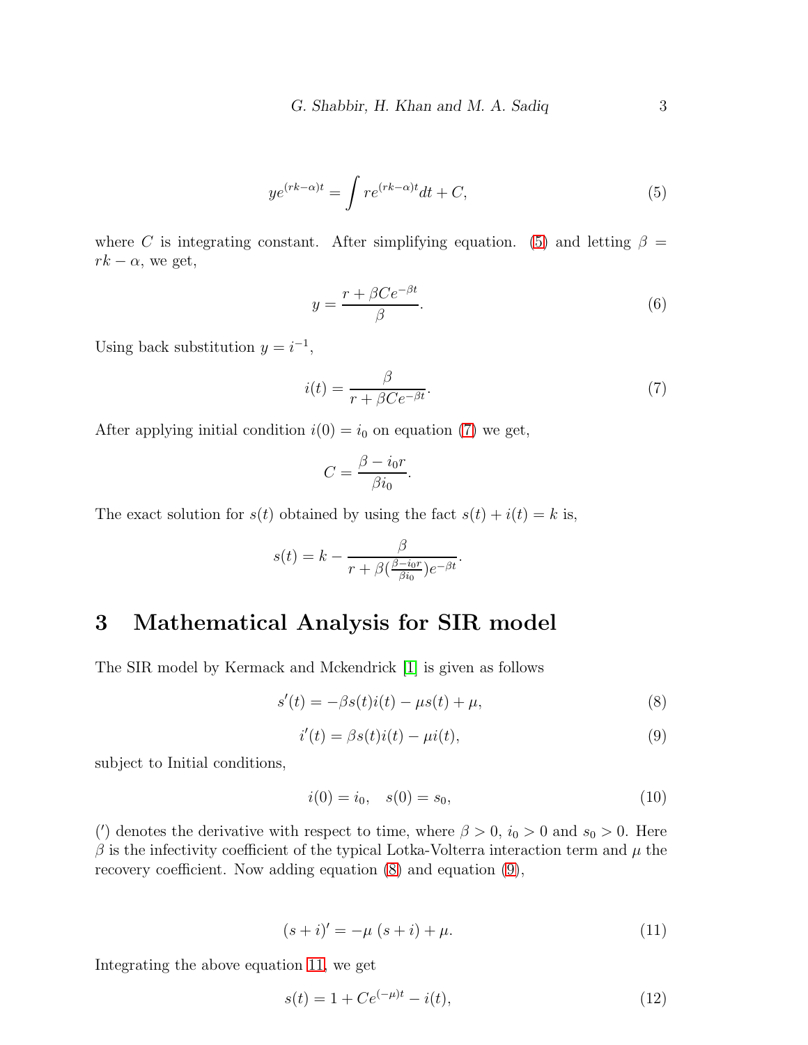$$ye^{(rk-\alpha)t} = \int re^{(rk-\alpha)t}dt + C, \tag{5}$$

where $C$ is integrating constant. After simplifying equation. (5) and letting $\beta = rk - \alpha$, we get,

$$y = \frac{r + \beta Ce^{-\beta t}}{\beta}. \tag{6}$$

Using back substitution $y = i^{-1}$,

$$i(t) = \frac{\beta}{r + \beta Ce^{-\beta t}}. \tag{7}$$

After applying initial condition $i(0) = i_0$ on equation (7) we get,

$$C = \frac{\beta - i_0 r}{\beta i_0}.$$

The exact solution for $s(t)$ obtained by using the fact $s(t) + i(t) = k$ is,

$$s(t) = k - \frac{\beta}{r + \beta(\frac{\beta - i_0 r}{\beta i_0})e^{-\beta t}}.$$

# 3 Mathematical Analysis for SIR model

The SIR model by Kermack and Mckendrick [1] is given as follows

$$s'(t) = -\beta s(t)i(t) - \mu s(t) + \mu, \tag{8}$$

$$i'(t) = \beta s(t)i(t) - \mu i(t), \tag{9}$$

subject to Initial conditions,

$$i(0) = i_0, \quad s(0) = s_0, \tag{10}$$

($'$) denotes the derivative with respect to time, where $\beta > 0$, $i_0 > 0$ and $s_0 > 0$. Here $\beta$ is the infectivity coefficient of the typical Lotka-Volterra interaction term and $\mu$ the recovery coefficient. Now adding equation (8) and equation (9),

$$(s + i)' = -\mu\ (s + i) + \mu. \tag{11}$$

Integrating the above equation 11, we get

$$s(t) = 1 + Ce^{(-\mu)t} - i(t), \tag{12}$$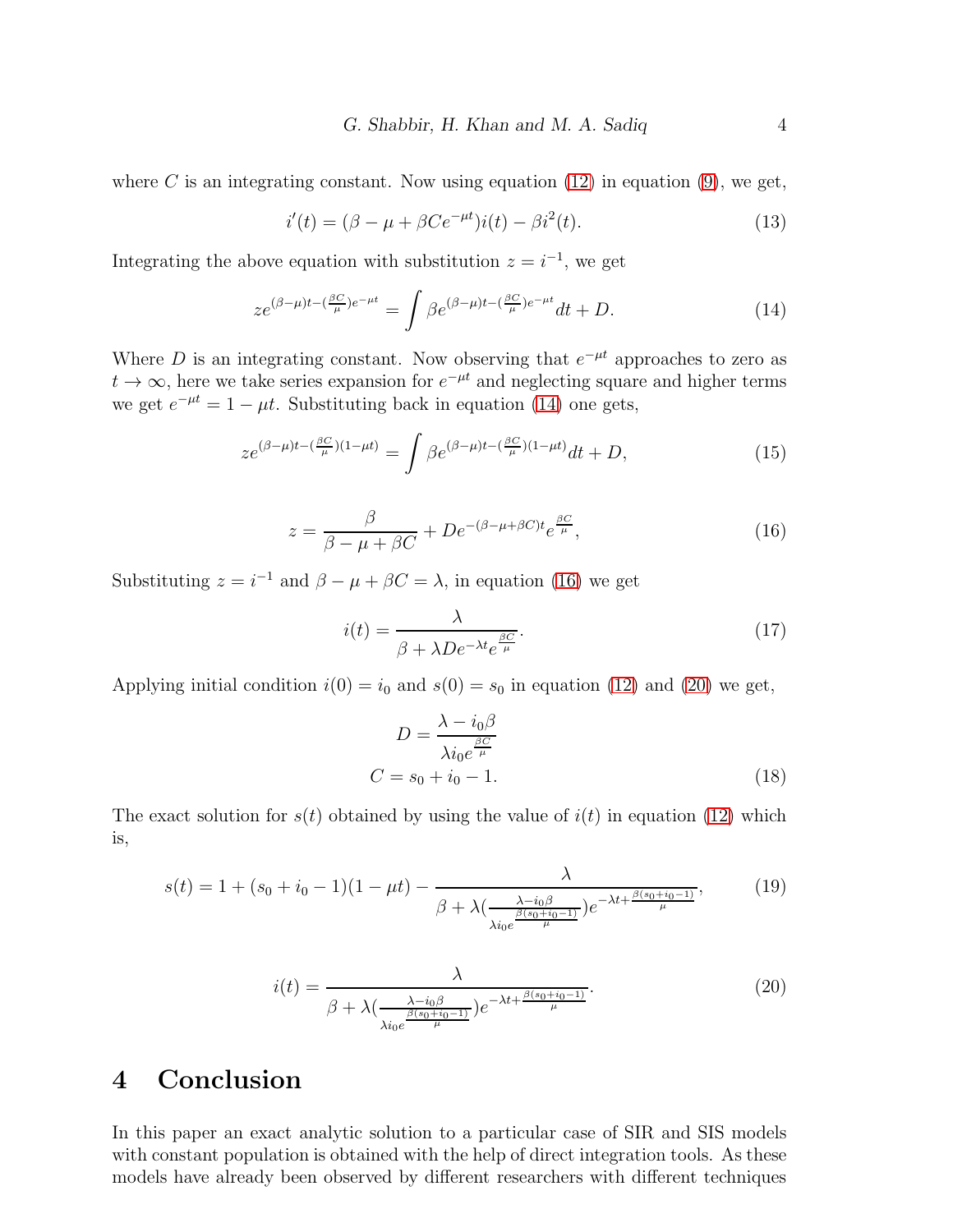where $C$ is an integrating constant. Now using equation (12) in equation (9), we get,

$$i'(t) = (\beta - \mu + \beta C e^{-\mu t}) i(t) - \beta i^2(t). \tag{13}$$

Integrating the above equation with substitution $z = i^{-1}$, we get

$$z e^{(\beta-\mu)t - (\frac{\beta C}{\mu}) e^{-\mu t}} = \int \beta e^{(\beta-\mu)t - (\frac{\beta C}{\mu}) e^{-\mu t}} dt + D. \tag{14}$$

Where $D$ is an integrating constant. Now observing that $e^{-\mu t}$ approaches to zero as $t \to \infty$, here we take series expansion for $e^{-\mu t}$ and neglecting square and higher terms we get $e^{-\mu t} = 1 - \mu t$. Substituting back in equation (14) one gets,

$$z e^{(\beta-\mu)t - (\frac{\beta C}{\mu})(1-\mu t)} = \int \beta e^{(\beta-\mu)t - (\frac{\beta C}{\mu})(1-\mu t)} dt + D, \tag{15}$$

$$z = \frac{\beta}{\beta - \mu + \beta C} + D e^{-(\beta-\mu+\beta C)t} e^{\frac{\beta C}{\mu}}, \tag{16}$$

Substituting $z = i^{-1}$ and $\beta - \mu + \beta C = \lambda$, in equation (16) we get

$$i(t) = \frac{\lambda}{\beta + \lambda D e^{-\lambda t} e^{\frac{\beta C}{\mu}}}. \tag{17}$$

Applying initial condition $i(0) = i_0$ and $s(0) = s_0$ in equation (12) and (20) we get,

$$\begin{aligned} D &= \frac{\lambda - i_0 \beta}{\lambda i_0 e^{\frac{\beta C}{\mu}}} \\ C &= s_0 + i_0 - 1. \end{aligned} \tag{18}$$

The exact solution for $s(t)$ obtained by using the value of $i(t)$ in equation (12) which is,

$$s(t) = 1 + (s_0 + i_0 - 1)(1 - \mu t) - \frac{\lambda}{\beta + \lambda \left(\frac{\lambda - i_0 \beta}{\lambda i_0 e^{\frac{\beta(s_0+i_0-1)}{\mu}}}\right) e^{-\lambda t + \frac{\beta(s_0+i_0-1)}{\mu}}}, \tag{19}$$

$$i(t) = \frac{\lambda}{\beta + \lambda \left(\frac{\lambda - i_0 \beta}{\lambda i_0 e^{\frac{\beta(s_0+i_0-1)}{\mu}}}\right) e^{-\lambda t + \frac{\beta(s_0+i_0-1)}{\mu}}}. \tag{20}$$

# 4 Conclusion

In this paper an exact analytic solution to a particular case of SIR and SIS models with constant population is obtained with the help of direct integration tools. As these models have already been observed by different researchers with different techniques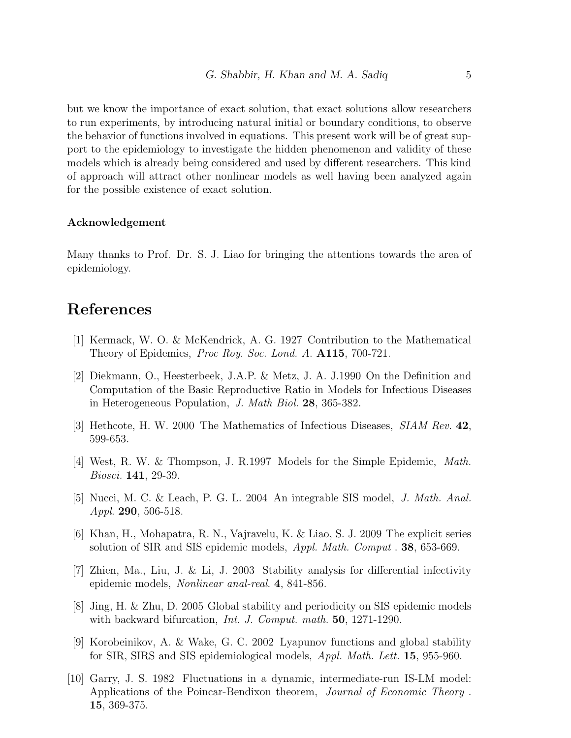but we know the importance of exact solution, that exact solutions allow researchers to run experiments, by introducing natural initial or boundary conditions, to observe the behavior of functions involved in equations. This present work will be of great support to the epidemiology to investigate the hidden phenomenon and validity of these models which is already being considered and used by different researchers. This kind of approach will attract other nonlinear models as well having been analyzed again for the possible existence of exact solution.

### Acknowledgement

Many thanks to Prof. Dr. S. J. Liao for bringing the attentions towards the area of epidemiology.

# References

[1] Kermack, W. O. & McKendrick, A. G. 1927 Contribution to the Mathematical Theory of Epidemics, *Proc Roy. Soc. Lond. A.* **A115**, 700-721.

[2] Diekmann, O., Heesterbeek, J.A.P. & Metz, J. A. J.1990 On the Definition and Computation of the Basic Reproductive Ratio in Models for Infectious Diseases in Heterogeneous Population, *J. Math Biol.* **28**, 365-382.

[3] Hethcote, H. W. 2000 The Mathematics of Infectious Diseases, *SIAM Rev.* **42**, 599-653.

[4] West, R. W. & Thompson, J. R.1997 Models for the Simple Epidemic, *Math. Biosci.* **141**, 29-39.

[5] Nucci, M. C. & Leach, P. G. L. 2004 An integrable SIS model, *J. Math. Anal. Appl*. **290**, 506-518.

[6] Khan, H., Mohapatra, R. N., Vajravelu, K. & Liao, S. J. 2009 The explicit series solution of SIR and SIS epidemic models, *Appl. Math. Comput* . **38**, 653-669.

[7] Zhien, Ma., Liu, J. & Li, J. 2003 Stability analysis for differential infectivity epidemic models, *Nonlinear anal-real.* **4**, 841-856.

[8] Jing, H. & Zhu, D. 2005 Global stability and periodicity on SIS epidemic models with backward bifurcation, *Int. J. Comput. math.* **50**, 1271-1290.

[9] Korobeinikov, A. & Wake, G. C. 2002 Lyapunov functions and global stability for SIR, SIRS and SIS epidemiological models, *Appl. Math. Lett.* **15**, 955-960.

[10] Garry, J. S. 1982 Fluctuations in a dynamic, intermediate-run IS-LM model: Applications of the Poincar-Bendixon theorem, *Journal of Economic Theory* . **15**, 369-375.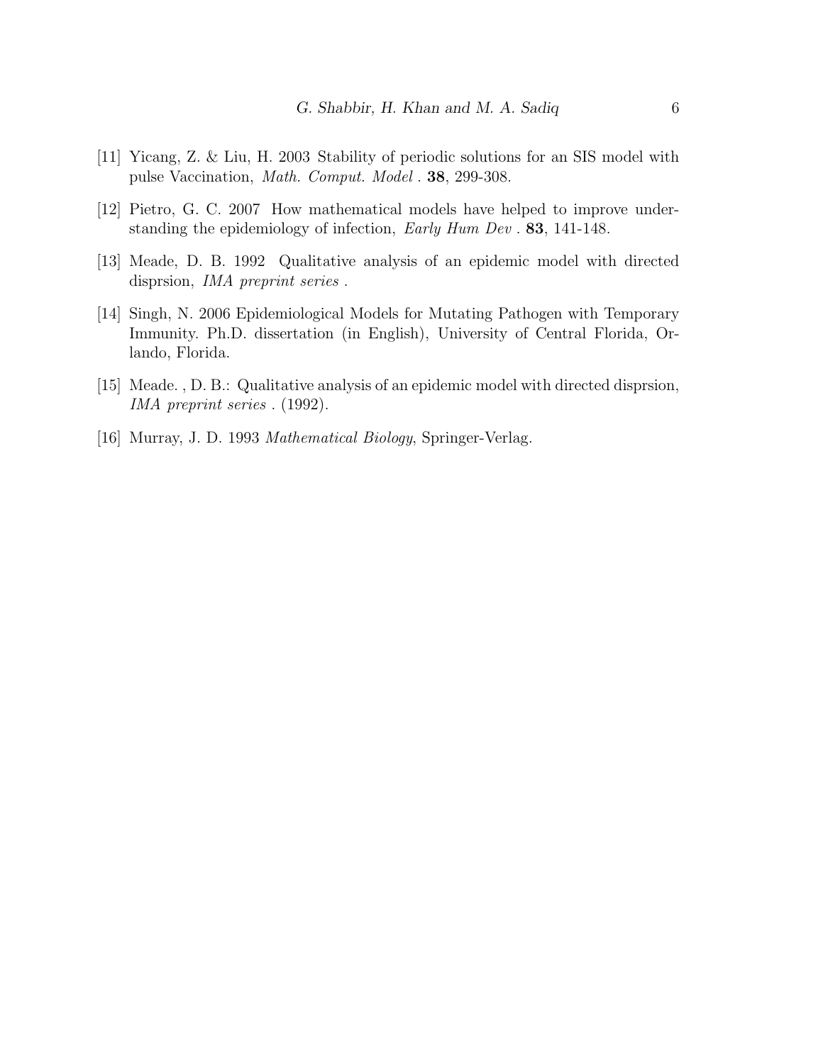[11] Yicang, Z. & Liu, H. 2003 Stability of periodic solutions for an SIS model with pulse Vaccination, *Math. Comput. Model* . **38**, 299-308.

[12] Pietro, G. C. 2007 How mathematical models have helped to improve understanding the epidemiology of infection, *Early Hum Dev* . **83**, 141-148.

[13] Meade, D. B. 1992 Qualitative analysis of an epidemic model with directed disprsion, *IMA preprint series* .

[14] Singh, N. 2006 Epidemiological Models for Mutating Pathogen with Temporary Immunity. Ph.D. dissertation (in English), University of Central Florida, Orlando, Florida.

[15] Meade. , D. B.: Qualitative analysis of an epidemic model with directed disprsion, *IMA preprint series* . (1992).

[16] Murray, J. D. 1993 *Mathematical Biology*, Springer-Verlag.